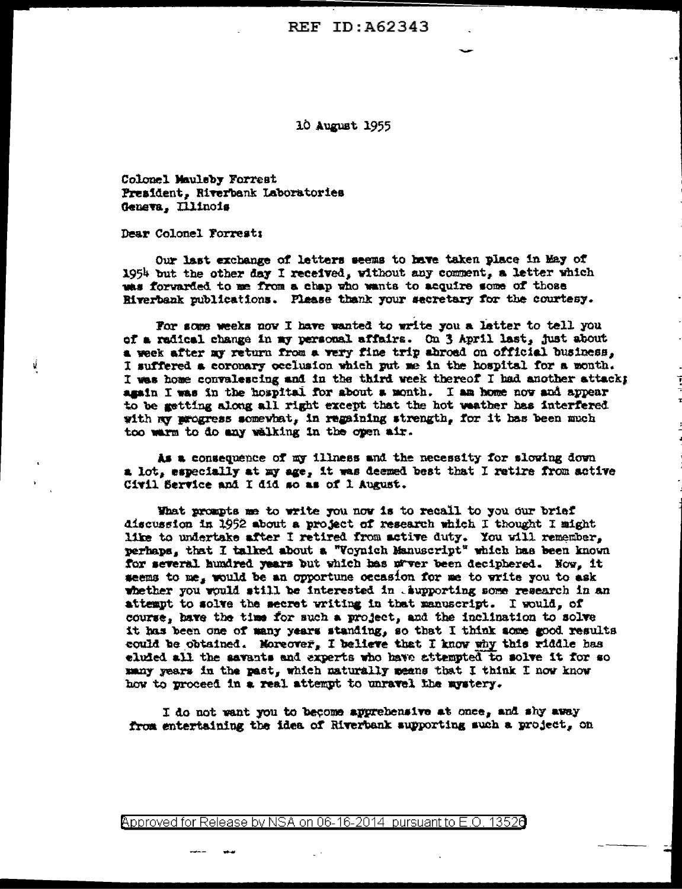REF ID:A62343

10 August 1955

Colonel Mauleby Forrest
President, Riverbank Laboratories
Geneva, Illinois

Dear Colonel Forrest:

Our last exchange of letters seems to have taken place in May of 1954 but the other day I received, without any comment, a letter which was forwarded to me from a chap who wants to acquire some of those Riverbank publications. Please thank your secretary for the courtesy.

For some weeks now I have wanted to write you a letter to tell you of a radical change in my personal affairs. On 3 April last, just about a week after my return from a very fine trip abroad on official business, I suffered a coronary occlusion which put me in the hospital for a month. I was home convalescing and in the third week thereof I had another attack; again I was in the hospital for about a month. I am home now and appear to be getting along all right except that the hot weather has interfered with my progress somewhat, in regaining strength, for it has been much too warm to do any walking in the open air.

As a consequence of my illness and the necessity for slowing down a lot, especially at my age, it was deemed best that I retire from active Civil Service and I did so as of 1 August.

What prompts me to write you now is to recall to you our brief discussion in 1952 about a project of research which I thought I might like to undertake after I retired from active duty. You will remember, perhaps, that I talked about a "Voynich Manuscript" which has been known for several hundred years but which has never been deciphered. Now, it seems to me, would be an opportune occasion for me to write you to ask whether you would still be interested in supporting some research in an attempt to solve the secret writing in that manuscript. I would, of course, have the time for such a project, and the inclination to solve it has been one of many years standing, so that I think some good results could be obtained. Moreover, I believe that I know *why* this riddle has eluded all the savants and experts who have attempted to solve it for so many years in the past, which naturally means that I think I now know how to proceed in a real attempt to unravel the mystery.

I do not want you to become apprehensive at once, and shy away from entertaining the idea of Riverbank supporting such a project, on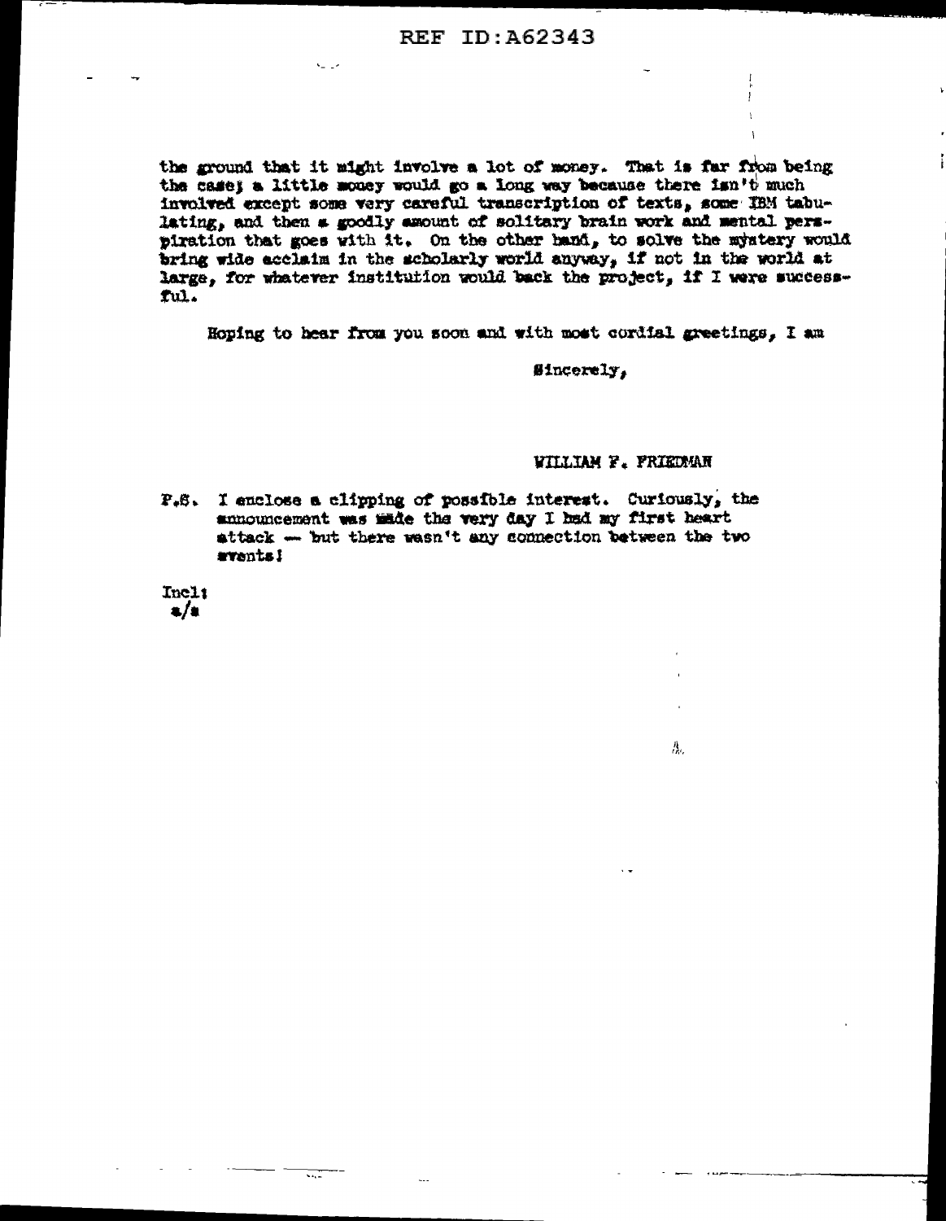the ground that it might involve a lot of money. That is far from being the case; a little money would go a long way because there isn't much involved except some very careful transcription of texts, some IBM tabulating, and then a goodly amount of solitary brain work and mental perspiration that goes with it. On the other hand, to solve the mystery would bring wide acclaim in the scholarly world anyway, if not in the world at large, for whatever institution would back the project, if I were successful.

Hoping to hear from you soon and with most cordial greetings, I am

Sincerely,

WILLIAM F. FRIEDMAN

P.S. I enclose a clipping of possible interest. Curiously, the announcement was made the very day I had my first heart attack — but there wasn't any connection between the two events!

Incl:
a/s